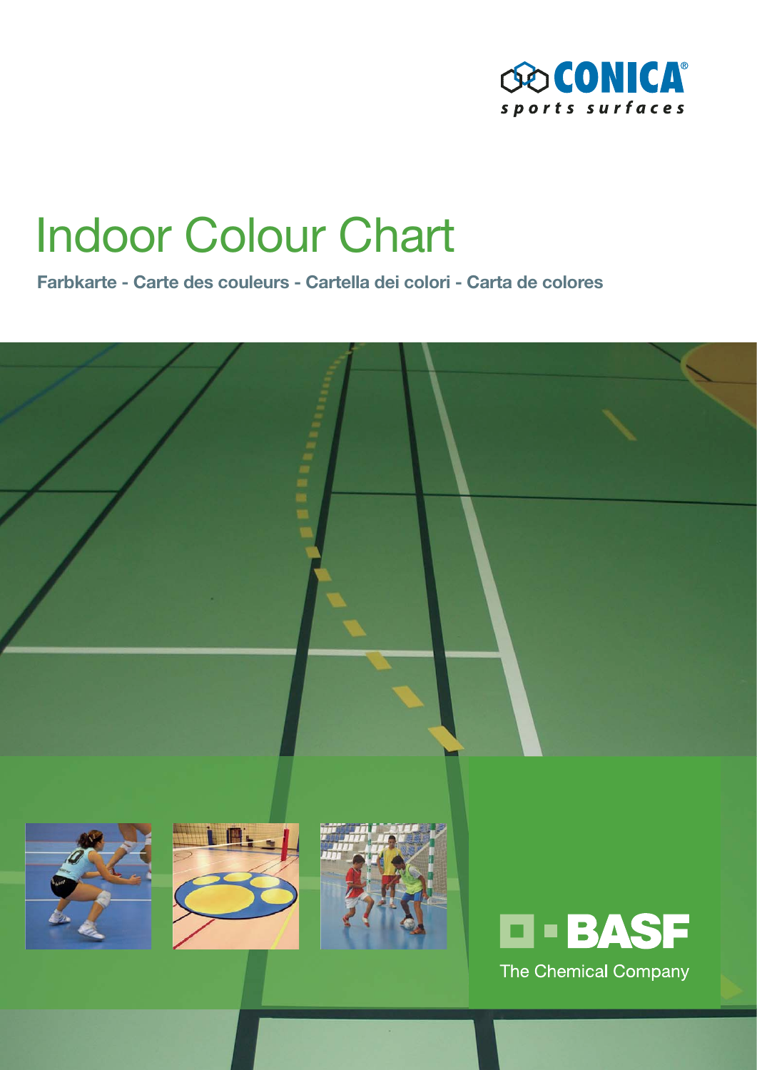CONICA®
sports surfaces

# Indoor Colour Chart

**Farbkarte - Carte des couleurs - Cartella dei colori - Carta de colores**

BASF
The Chemical Company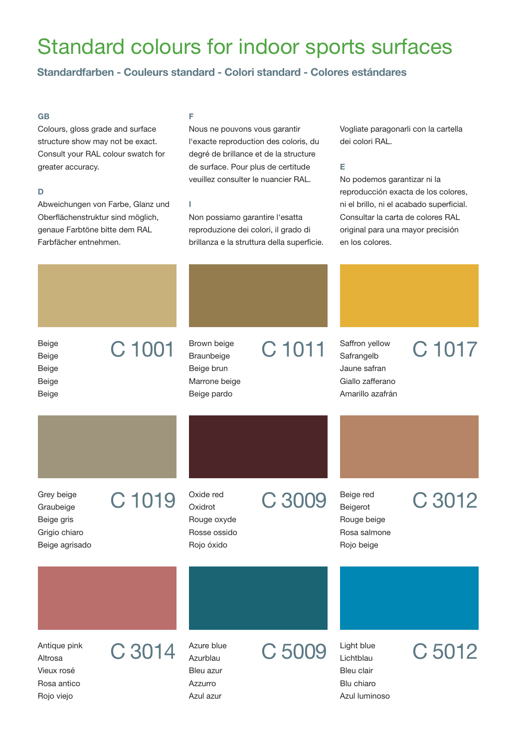# Standard colours for indoor sports surfaces

## Standardfarben - Couleurs standard - Colori standard - Colores estándares

**GB**

Colours, gloss grade and surface structure show may not be exact. Consult your RAL colour swatch for greater accuracy.

**D**

Abweichungen von Farbe, Glanz und Oberflächenstruktur sind möglich, genaue Farbtöne bitte dem RAL Farbfächer entnehmen.

**F**

Nous ne pouvons vous garantir l'exacte reproduction des coloris, du degré de brillance et de la structure de surface. Pour plus de certitude veuillez consulter le nuancier RAL.

**I**

Non possiamo garantire l'esatta reproduzione dei colori, il grado di brillanza e la struttura della superficie. Vogliate paragonarli con la cartella dei colori RAL.

**E**

No podemos garantizar ni la reproducción exacta de los colores, ni el brillo, ni el acabado superficial. Consultar la carta de colores RAL original para una mayor precisión en los colores.

**C 1001**

Beige
Beige
Beige
Beige
Beige

**C 1011**

Brown beige
Braunbeige
Beige brun
Marrone beige
Beige pardo

**C 1017**

Saffron yellow
Safrangelb
Jaune safran
Giallo zafferano
Amarillo azafrán

**C 1019**

Grey beige
Graubeige
Beige gris
Grigio chiaro
Beige agrisado

**C 3009**

Oxide red
Oxidrot
Rouge oxyde
Rosse ossido
Rojo óxido

**C 3012**

Beige red
Beigerot
Rouge beige
Rosa salmone
Rojo beige

**C 3014**

Antique pink
Altrosa
Vieux rosé
Rosa antico
Rojo viejo

**C 5009**

Azure blue
Azurblau
Bleu azur
Azzurro
Azul azur

**C 5012**

Light blue
Lichtblau
Bleu clair
Blu chiaro
Azul luminoso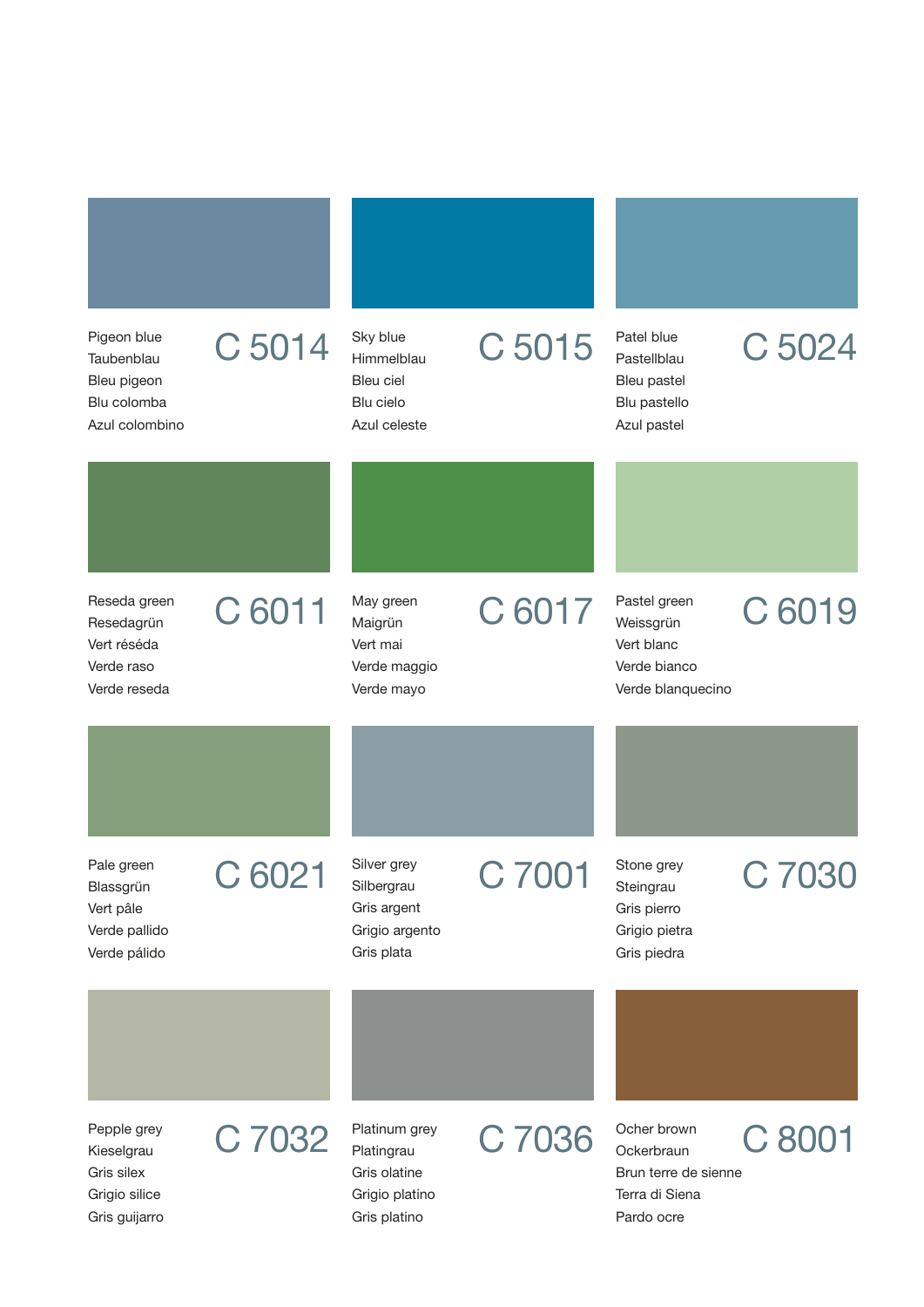## C 5014

Pigeon blue
Taubenblau
Bleu pigeon
Blu colomba
Azul colombino

## C 5015

Sky blue
Himmelblau
Bleu ciel
Blu cielo
Azul celeste

## C 5024

Patel blue
Pastellblau
Bleu pastel
Blu pastello
Azul pastel

## C 6011

Reseda green
Resedagrün
Vert réséda
Verde raso
Verde reseda

## C 6017

May green
Maigrün
Vert mai
Verde maggio
Verde mayo

## C 6019

Pastel green
Weissgrün
Vert blanc
Verde bianco
Verde blanquecino

## C 6021

Pale green
Blassgrün
Vert pâle
Verde pallido
Verde pálido

## C 7001

Silver grey
Silbergrau
Gris argent
Grigio argento
Gris plata

## C 7030

Stone grey
Steingrau
Gris pierro
Grigio pietra
Gris piedra

## C 7032

Pepple grey
Kieselgrau
Gris silex
Grigio silice
Gris guijarro

## C 7036

Platinum grey
Platingrau
Gris olatine
Grigio platino
Gris platino

## C 8001

Ocher brown
Ockerbraun
Brun terre de sienne
Terra di Siena
Pardo ocre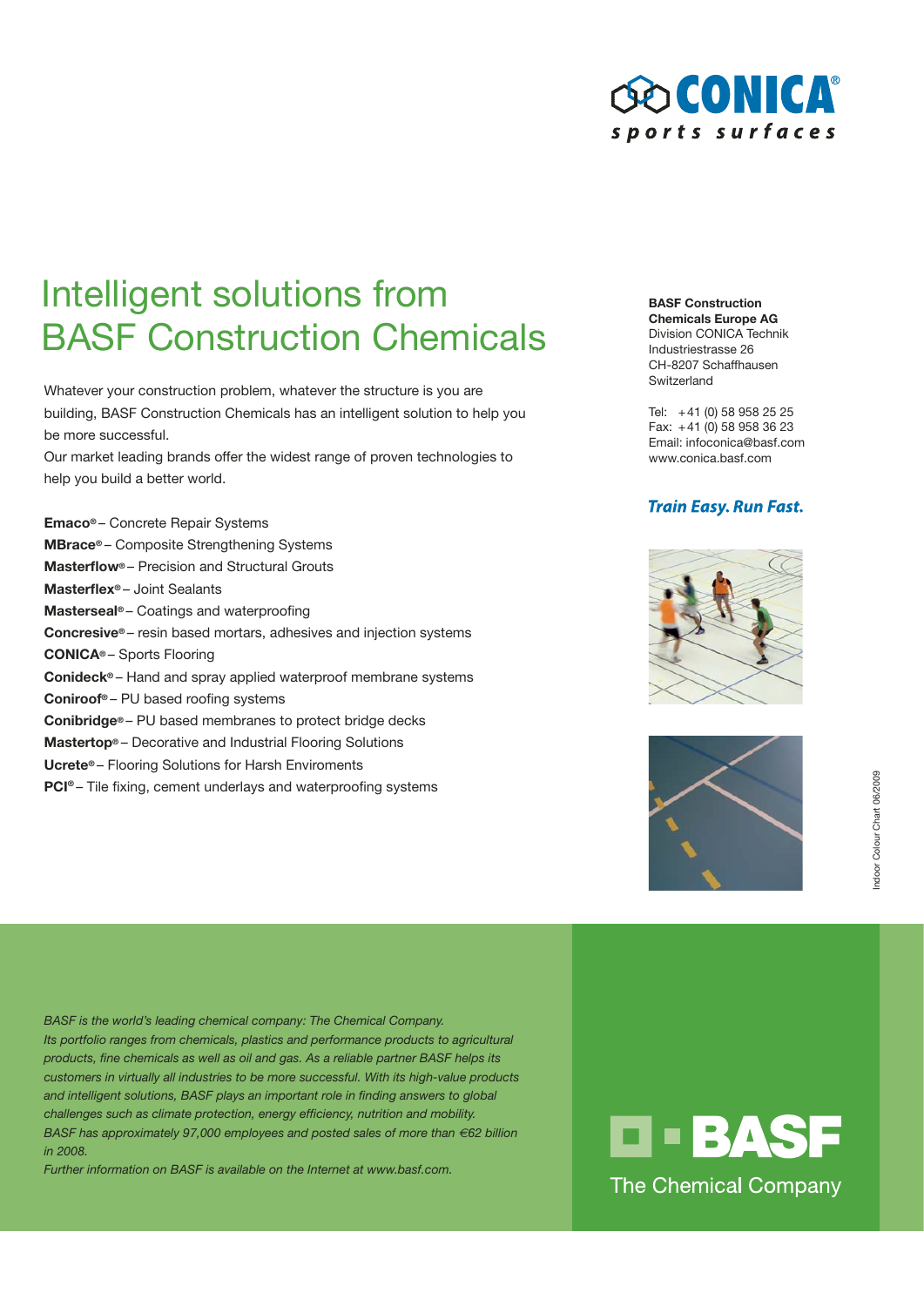# Intelligent solutions from BASF Construction Chemicals

Whatever your construction problem, whatever the structure is you are building, BASF Construction Chemicals has an intelligent solution to help you be more successful.
Our market leading brands offer the widest range of proven technologies to help you build a better world.

**Emaco®** – Concrete Repair Systems
**MBrace®** – Composite Strengthening Systems
**Masterflow®** – Precision and Structural Grouts
**Masterflex®** – Joint Sealants
**Masterseal®** – Coatings and waterproofing
**Concresive®** – resin based mortars, adhesives and injection systems
**CONICA®** – Sports Flooring
**Conideck®** – Hand and spray applied waterproof membrane systems
**Coniroof®** – PU based roofing systems
**Conibridge®** – PU based membranes to protect bridge decks
**Mastertop®** – Decorative and Industrial Flooring Solutions
**Ucrete®** – Flooring Solutions for Harsh Enviroments
**PCI®** – Tile fixing, cement underlays and waterproofing systems

**BASF Construction Chemicals Europe AG**
Division CONICA Technik
Industriestrasse 26
CH-8207 Schaffhausen
Switzerland

Tel: +41 (0) 58 958 25 25
Fax: +41 (0) 58 958 36 23
Email: infoconica@basf.com
www.conica.basf.com

***Train Easy. Run Fast.***

Indoor Colour Chart 06/2009

*BASF is the world's leading chemical company: The Chemical Company.*
*Its portfolio ranges from chemicals, plastics and performance products to agricultural products, fine chemicals as well as oil and gas. As a reliable partner BASF helps its customers in virtually all industries to be more successful. With its high-value products and intelligent solutions, BASF plays an important role in finding answers to global challenges such as climate protection, energy efficiency, nutrition and mobility.*
*BASF has approximately 97,000 employees and posted sales of more than €62 billion in 2008.*
*Further information on BASF is available on the Internet at www.basf.com.*

BASF
The Chemical Company